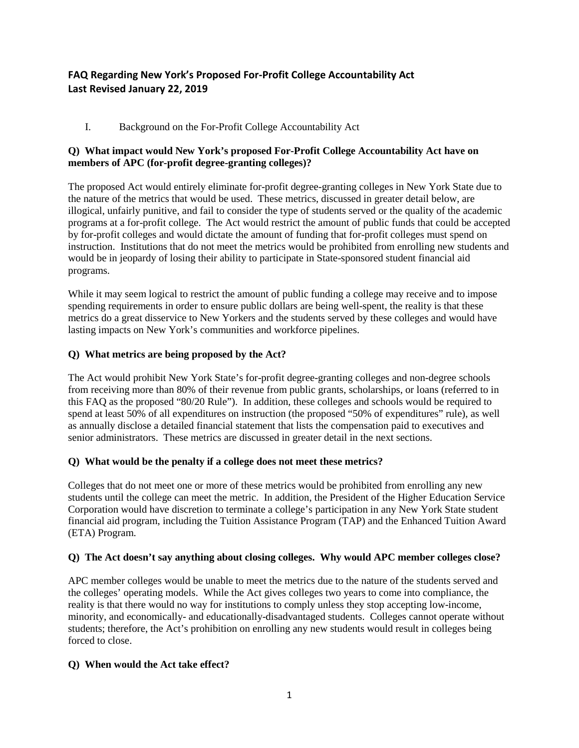**FAQ Regarding New York's Proposed For-Profit College Accountability Act**
**Last Revised January 22, 2019**

I. Background on the For-Profit College Accountability Act

**Q) What impact would New York's proposed For-Profit College Accountability Act have on members of APC (for-profit degree-granting colleges)?**

The proposed Act would entirely eliminate for-profit degree-granting colleges in New York State due to the nature of the metrics that would be used. These metrics, discussed in greater detail below, are illogical, unfairly punitive, and fail to consider the type of students served or the quality of the academic programs at a for-profit college. The Act would restrict the amount of public funds that could be accepted by for-profit colleges and would dictate the amount of funding that for-profit colleges must spend on instruction. Institutions that do not meet the metrics would be prohibited from enrolling new students and would be in jeopardy of losing their ability to participate in State-sponsored student financial aid programs.

While it may seem logical to restrict the amount of public funding a college may receive and to impose spending requirements in order to ensure public dollars are being well-spent, the reality is that these metrics do a great disservice to New Yorkers and the students served by these colleges and would have lasting impacts on New York's communities and workforce pipelines.

**Q) What metrics are being proposed by the Act?**

The Act would prohibit New York State's for-profit degree-granting colleges and non-degree schools from receiving more than 80% of their revenue from public grants, scholarships, or loans (referred to in this FAQ as the proposed "80/20 Rule"). In addition, these colleges and schools would be required to spend at least 50% of all expenditures on instruction (the proposed "50% of expenditures" rule), as well as annually disclose a detailed financial statement that lists the compensation paid to executives and senior administrators. These metrics are discussed in greater detail in the next sections.

**Q) What would be the penalty if a college does not meet these metrics?**

Colleges that do not meet one or more of these metrics would be prohibited from enrolling any new students until the college can meet the metric. In addition, the President of the Higher Education Service Corporation would have discretion to terminate a college's participation in any New York State student financial aid program, including the Tuition Assistance Program (TAP) and the Enhanced Tuition Award (ETA) Program.

**Q) The Act doesn't say anything about closing colleges. Why would APC member colleges close?**

APC member colleges would be unable to meet the metrics due to the nature of the students served and the colleges' operating models. While the Act gives colleges two years to come into compliance, the reality is that there would no way for institutions to comply unless they stop accepting low-income, minority, and economically- and educationally-disadvantaged students. Colleges cannot operate without students; therefore, the Act's prohibition on enrolling any new students would result in colleges being forced to close.

**Q) When would the Act take effect?**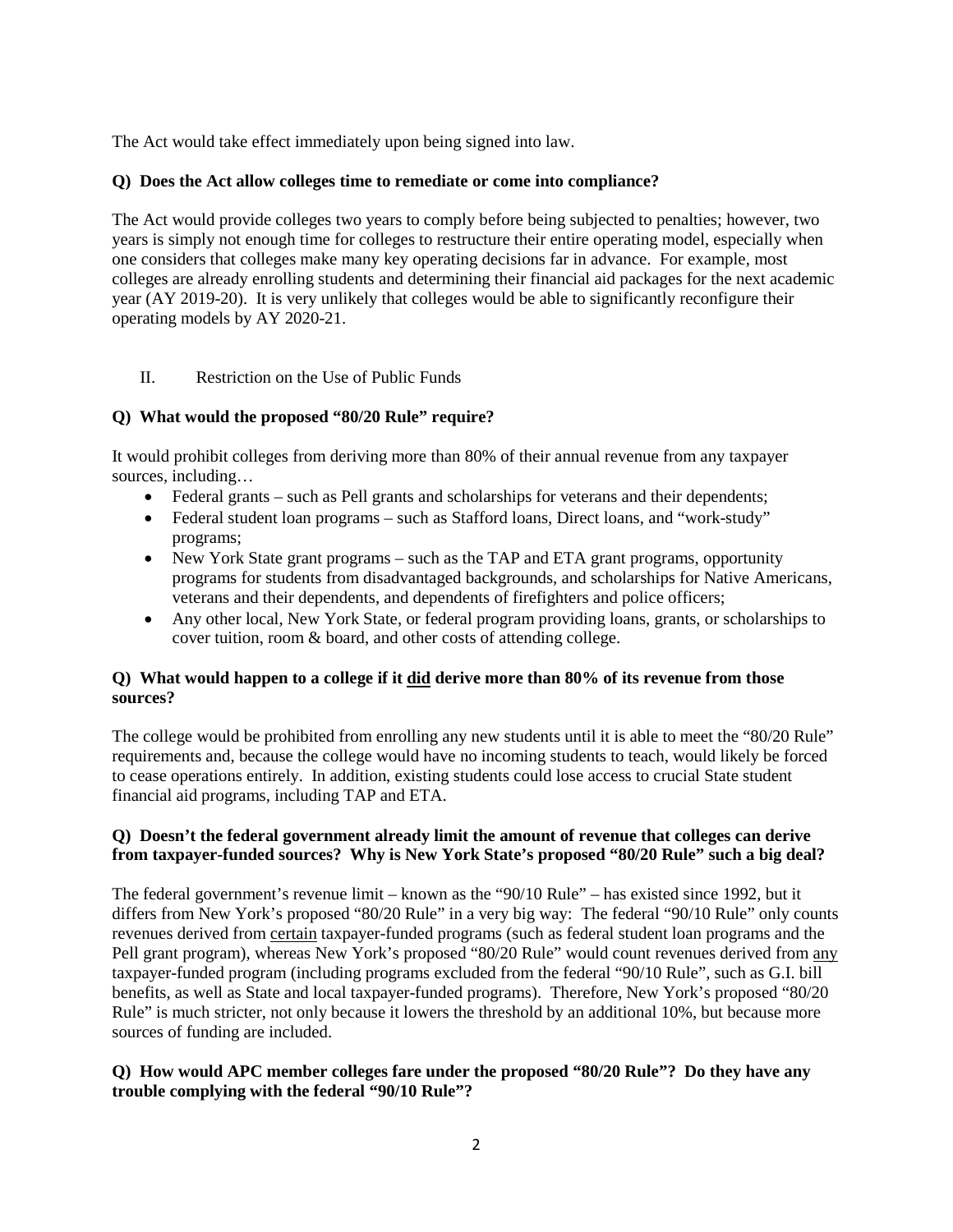The Act would take effect immediately upon being signed into law.

**Q) Does the Act allow colleges time to remediate or come into compliance?**

The Act would provide colleges two years to comply before being subjected to penalties; however, two years is simply not enough time for colleges to restructure their entire operating model, especially when one considers that colleges make many key operating decisions far in advance. For example, most colleges are already enrolling students and determining their financial aid packages for the next academic year (AY 2019-20). It is very unlikely that colleges would be able to significantly reconfigure their operating models by AY 2020-21.

## II. Restriction on the Use of Public Funds

**Q) What would the proposed "80/20 Rule" require?**

It would prohibit colleges from deriving more than 80% of their annual revenue from any taxpayer sources, including…

- Federal grants – such as Pell grants and scholarships for veterans and their dependents;
- Federal student loan programs – such as Stafford loans, Direct loans, and "work-study" programs;
- New York State grant programs – such as the TAP and ETA grant programs, opportunity programs for students from disadvantaged backgrounds, and scholarships for Native Americans, veterans and their dependents, and dependents of firefighters and police officers;
- Any other local, New York State, or federal program providing loans, grants, or scholarships to cover tuition, room & board, and other costs of attending college.

**Q) What would happen to a college if it did derive more than 80% of its revenue from those sources?**

The college would be prohibited from enrolling any new students until it is able to meet the "80/20 Rule" requirements and, because the college would have no incoming students to teach, would likely be forced to cease operations entirely. In addition, existing students could lose access to crucial State student financial aid programs, including TAP and ETA.

**Q) Doesn't the federal government already limit the amount of revenue that colleges can derive from taxpayer-funded sources? Why is New York State's proposed "80/20 Rule" such a big deal?**

The federal government's revenue limit – known as the "90/10 Rule" – has existed since 1992, but it differs from New York's proposed "80/20 Rule" in a very big way: The federal "90/10 Rule" only counts revenues derived from certain taxpayer-funded programs (such as federal student loan programs and the Pell grant program), whereas New York's proposed "80/20 Rule" would count revenues derived from any taxpayer-funded program (including programs excluded from the federal "90/10 Rule", such as G.I. bill benefits, as well as State and local taxpayer-funded programs). Therefore, New York's proposed "80/20 Rule" is much stricter, not only because it lowers the threshold by an additional 10%, but because more sources of funding are included.

**Q) How would APC member colleges fare under the proposed "80/20 Rule"? Do they have any trouble complying with the federal "90/10 Rule"?**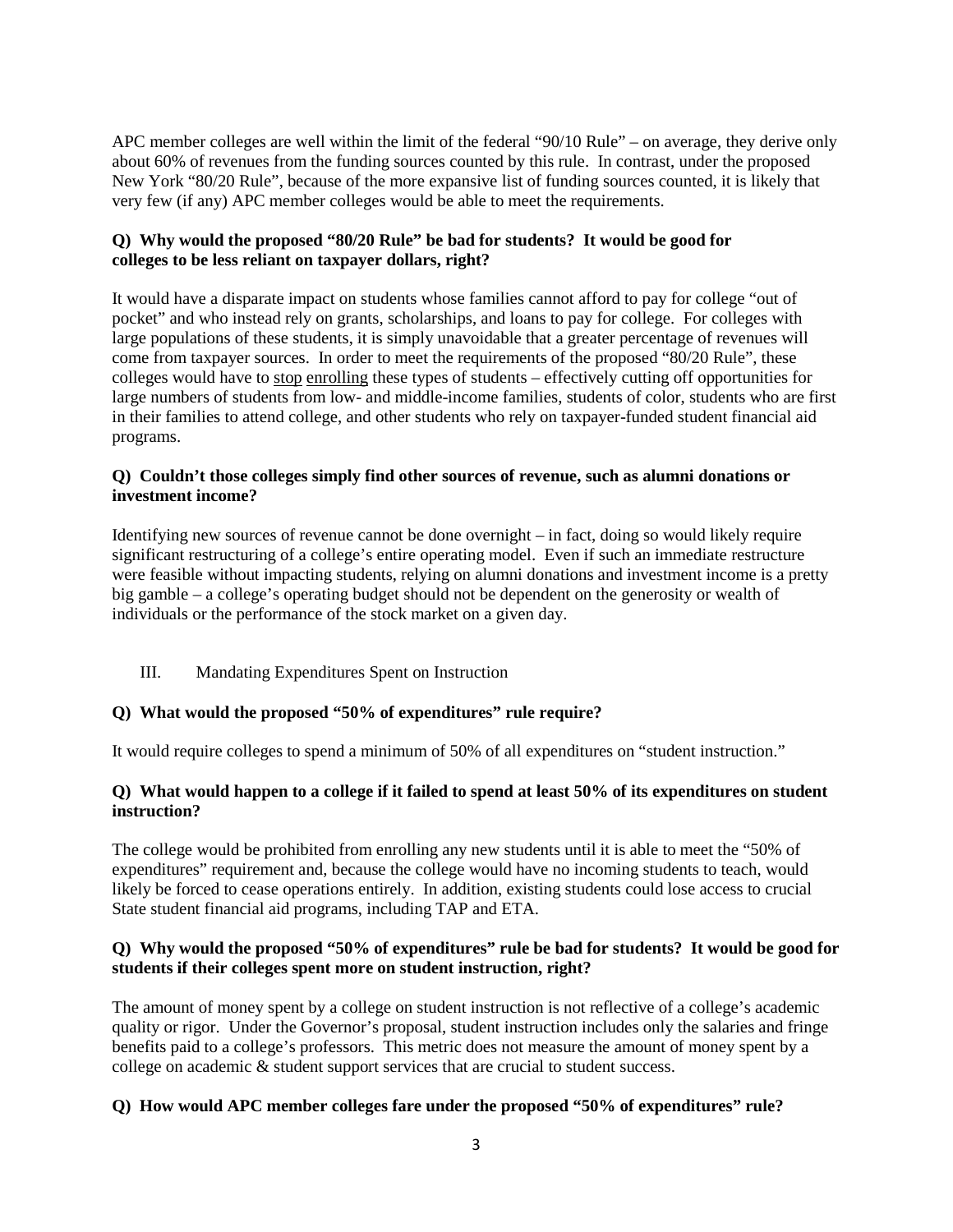APC member colleges are well within the limit of the federal "90/10 Rule" – on average, they derive only about 60% of revenues from the funding sources counted by this rule. In contrast, under the proposed New York "80/20 Rule", because of the more expansive list of funding sources counted, it is likely that very few (if any) APC member colleges would be able to meet the requirements.

**Q) Why would the proposed "80/20 Rule" be bad for students? It would be good for colleges to be less reliant on taxpayer dollars, right?**

It would have a disparate impact on students whose families cannot afford to pay for college "out of pocket" and who instead rely on grants, scholarships, and loans to pay for college. For colleges with large populations of these students, it is simply unavoidable that a greater percentage of revenues will come from taxpayer sources. In order to meet the requirements of the proposed "80/20 Rule", these colleges would have to <u>stop</u> <u>enrolling</u> these types of students – effectively cutting off opportunities for large numbers of students from low- and middle-income families, students of color, students who are first in their families to attend college, and other students who rely on taxpayer-funded student financial aid programs.

**Q) Couldn't those colleges simply find other sources of revenue, such as alumni donations or investment income?**

Identifying new sources of revenue cannot be done overnight – in fact, doing so would likely require significant restructuring of a college's entire operating model. Even if such an immediate restructure were feasible without impacting students, relying on alumni donations and investment income is a pretty big gamble – a college's operating budget should not be dependent on the generosity or wealth of individuals or the performance of the stock market on a given day.

## III. Mandating Expenditures Spent on Instruction

**Q) What would the proposed "50% of expenditures" rule require?**

It would require colleges to spend a minimum of 50% of all expenditures on "student instruction."

**Q) What would happen to a college if it failed to spend at least 50% of its expenditures on student instruction?**

The college would be prohibited from enrolling any new students until it is able to meet the "50% of expenditures" requirement and, because the college would have no incoming students to teach, would likely be forced to cease operations entirely. In addition, existing students could lose access to crucial State student financial aid programs, including TAP and ETA.

**Q) Why would the proposed "50% of expenditures" rule be bad for students? It would be good for students if their colleges spent more on student instruction, right?**

The amount of money spent by a college on student instruction is not reflective of a college's academic quality or rigor. Under the Governor's proposal, student instruction includes only the salaries and fringe benefits paid to a college's professors. This metric does not measure the amount of money spent by a college on academic & student support services that are crucial to student success.

**Q) How would APC member colleges fare under the proposed "50% of expenditures" rule?**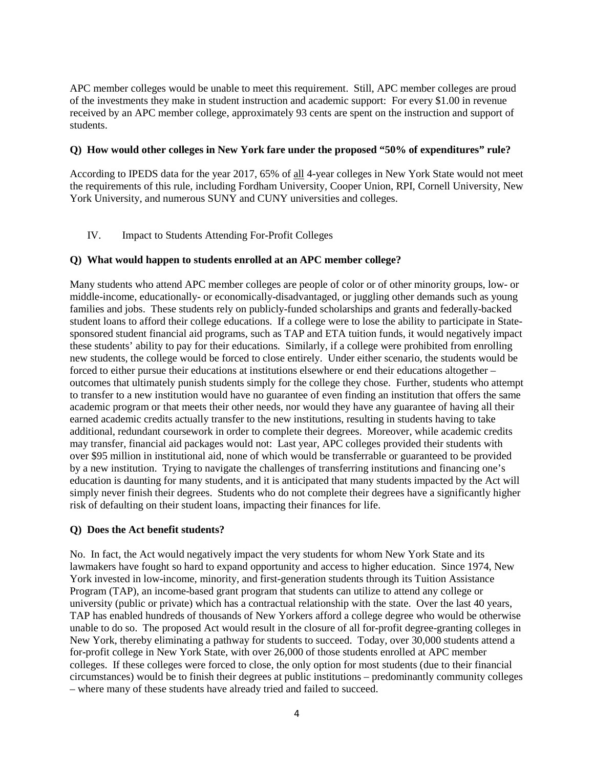APC member colleges would be unable to meet this requirement. Still, APC member colleges are proud of the investments they make in student instruction and academic support: For every $1.00 in revenue received by an APC member college, approximately 93 cents are spent on the instruction and support of students.

**Q) How would other colleges in New York fare under the proposed "50% of expenditures" rule?**

According to IPEDS data for the year 2017, 65% of <u>all</u> 4-year colleges in New York State would not meet the requirements of this rule, including Fordham University, Cooper Union, RPI, Cornell University, New York University, and numerous SUNY and CUNY universities and colleges.

## IV. Impact to Students Attending For-Profit Colleges

**Q) What would happen to students enrolled at an APC member college?**

Many students who attend APC member colleges are people of color or of other minority groups, low- or middle-income, educationally- or economically-disadvantaged, or juggling other demands such as young families and jobs. These students rely on publicly-funded scholarships and grants and federally-backed student loans to afford their college educations. If a college were to lose the ability to participate in State-sponsored student financial aid programs, such as TAP and ETA tuition funds, it would negatively impact these students' ability to pay for their educations. Similarly, if a college were prohibited from enrolling new students, the college would be forced to close entirely. Under either scenario, the students would be forced to either pursue their educations at institutions elsewhere or end their educations altogether – outcomes that ultimately punish students simply for the college they chose. Further, students who attempt to transfer to a new institution would have no guarantee of even finding an institution that offers the same academic program or that meets their other needs, nor would they have any guarantee of having all their earned academic credits actually transfer to the new institutions, resulting in students having to take additional, redundant coursework in order to complete their degrees. Moreover, while academic credits may transfer, financial aid packages would not: Last year, APC colleges provided their students with over $95 million in institutional aid, none of which would be transferrable or guaranteed to be provided by a new institution. Trying to navigate the challenges of transferring institutions and financing one's education is daunting for many students, and it is anticipated that many students impacted by the Act will simply never finish their degrees. Students who do not complete their degrees have a significantly higher risk of defaulting on their student loans, impacting their finances for life.

**Q) Does the Act benefit students?**

No. In fact, the Act would negatively impact the very students for whom New York State and its lawmakers have fought so hard to expand opportunity and access to higher education. Since 1974, New York invested in low-income, minority, and first-generation students through its Tuition Assistance Program (TAP), an income-based grant program that students can utilize to attend any college or university (public or private) which has a contractual relationship with the state. Over the last 40 years, TAP has enabled hundreds of thousands of New Yorkers afford a college degree who would be otherwise unable to do so. The proposed Act would result in the closure of all for-profit degree-granting colleges in New York, thereby eliminating a pathway for students to succeed. Today, over 30,000 students attend a for-profit college in New York State, with over 26,000 of those students enrolled at APC member colleges. If these colleges were forced to close, the only option for most students (due to their financial circumstances) would be to finish their degrees at public institutions – predominantly community colleges – where many of these students have already tried and failed to succeed.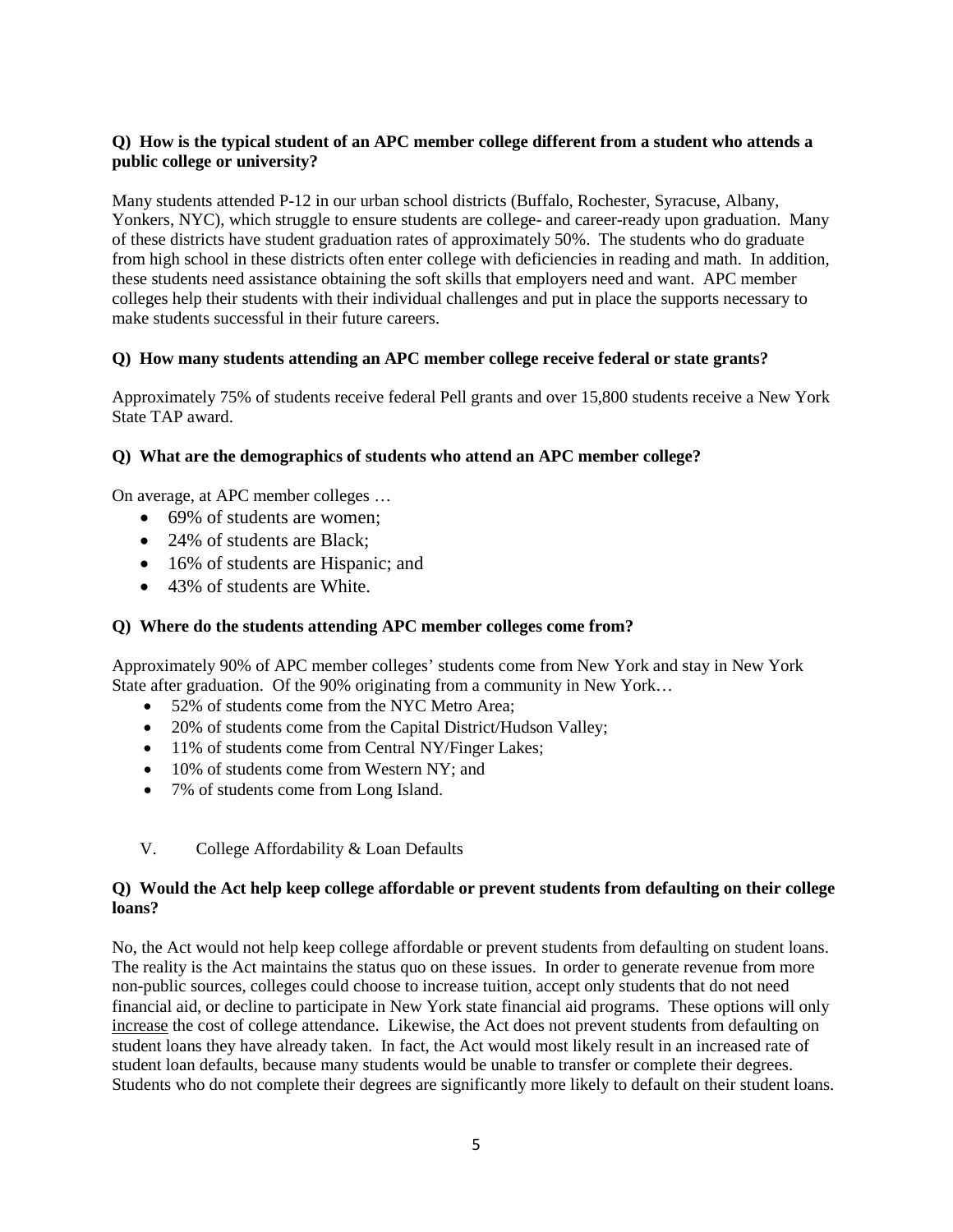**Q) How is the typical student of an APC member college different from a student who attends a public college or university?**

Many students attended P-12 in our urban school districts (Buffalo, Rochester, Syracuse, Albany, Yonkers, NYC), which struggle to ensure students are college- and career-ready upon graduation. Many of these districts have student graduation rates of approximately 50%. The students who do graduate from high school in these districts often enter college with deficiencies in reading and math. In addition, these students need assistance obtaining the soft skills that employers need and want. APC member colleges help their students with their individual challenges and put in place the supports necessary to make students successful in their future careers.

**Q) How many students attending an APC member college receive federal or state grants?**

Approximately 75% of students receive federal Pell grants and over 15,800 students receive a New York State TAP award.

**Q) What are the demographics of students who attend an APC member college?**

On average, at APC member colleges …

- 69% of students are women;
- 24% of students are Black;
- 16% of students are Hispanic; and
- 43% of students are White.

**Q) Where do the students attending APC member colleges come from?**

Approximately 90% of APC member colleges' students come from New York and stay in New York State after graduation. Of the 90% originating from a community in New York…

- 52% of students come from the NYC Metro Area;
- 20% of students come from the Capital District/Hudson Valley;
- 11% of students come from Central NY/Finger Lakes;
- 10% of students come from Western NY; and
- 7% of students come from Long Island.

## V. College Affordability & Loan Defaults

**Q) Would the Act help keep college affordable or prevent students from defaulting on their college loans?**

No, the Act would not help keep college affordable or prevent students from defaulting on student loans. The reality is the Act maintains the status quo on these issues. In order to generate revenue from more non-public sources, colleges could choose to increase tuition, accept only students that do not need financial aid, or decline to participate in New York state financial aid programs. These options will only <u>increase</u> the cost of college attendance. Likewise, the Act does not prevent students from defaulting on student loans they have already taken. In fact, the Act would most likely result in an increased rate of student loan defaults, because many students would be unable to transfer or complete their degrees. Students who do not complete their degrees are significantly more likely to default on their student loans.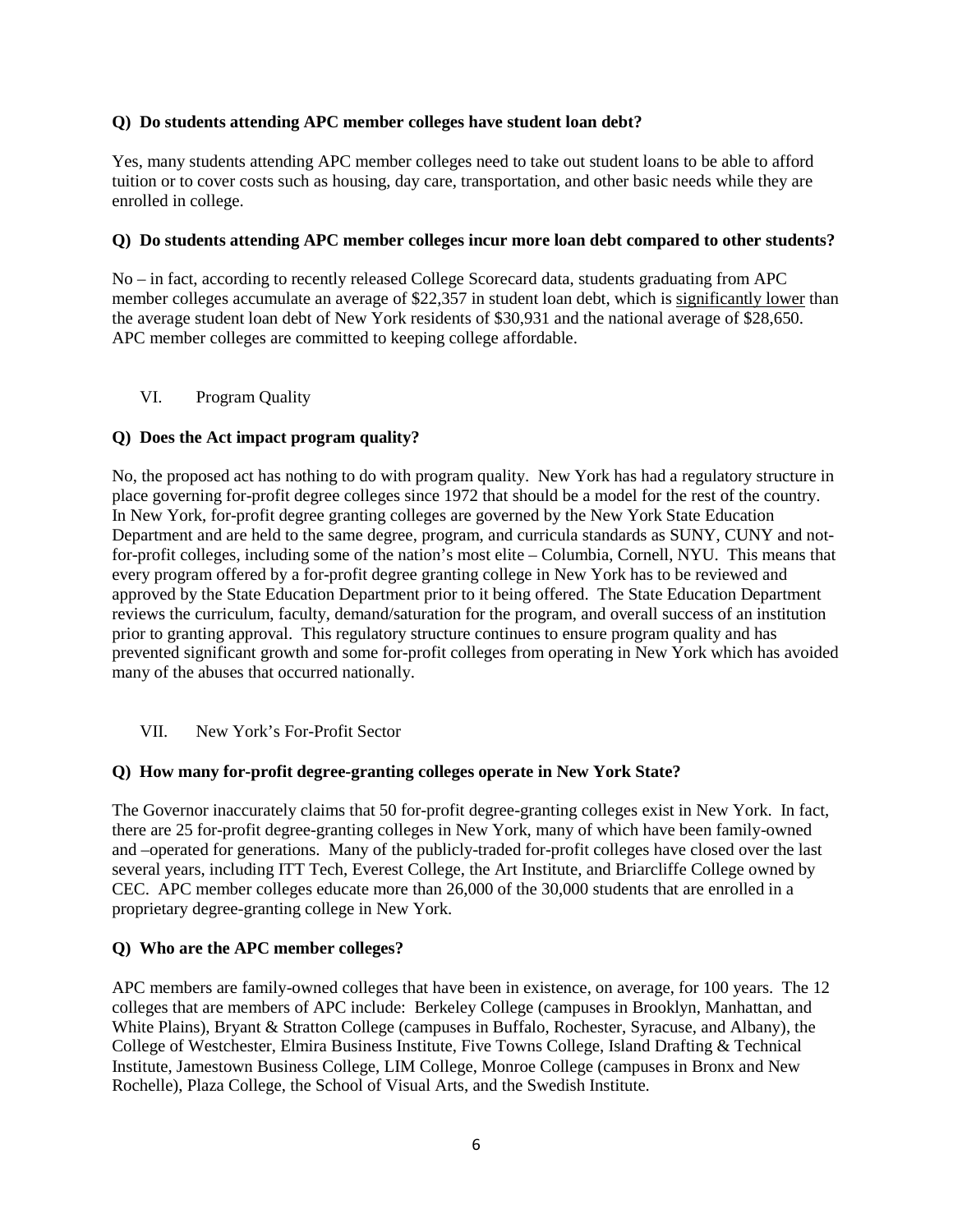**Q) Do students attending APC member colleges have student loan debt?**

Yes, many students attending APC member colleges need to take out student loans to be able to afford tuition or to cover costs such as housing, day care, transportation, and other basic needs while they are enrolled in college.

**Q) Do students attending APC member colleges incur more loan debt compared to other students?**

No – in fact, according to recently released College Scorecard data, students graduating from APC member colleges accumulate an average of $22,357 in student loan debt, which is <u>significantly lower</u> than the average student loan debt of New York residents of $30,931 and the national average of $28,650. APC member colleges are committed to keeping college affordable.

## VI. Program Quality

**Q) Does the Act impact program quality?**

No, the proposed act has nothing to do with program quality. New York has had a regulatory structure in place governing for-profit degree colleges since 1972 that should be a model for the rest of the country. In New York, for-profit degree granting colleges are governed by the New York State Education Department and are held to the same degree, program, and curricula standards as SUNY, CUNY and not-for-profit colleges, including some of the nation's most elite – Columbia, Cornell, NYU. This means that every program offered by a for-profit degree granting college in New York has to be reviewed and approved by the State Education Department prior to it being offered. The State Education Department reviews the curriculum, faculty, demand/saturation for the program, and overall success of an institution prior to granting approval. This regulatory structure continues to ensure program quality and has prevented significant growth and some for-profit colleges from operating in New York which has avoided many of the abuses that occurred nationally.

## VII. New York's For-Profit Sector

**Q) How many for-profit degree-granting colleges operate in New York State?**

The Governor inaccurately claims that 50 for-profit degree-granting colleges exist in New York. In fact, there are 25 for-profit degree-granting colleges in New York, many of which have been family-owned and –operated for generations. Many of the publicly-traded for-profit colleges have closed over the last several years, including ITT Tech, Everest College, the Art Institute, and Briarcliffe College owned by CEC. APC member colleges educate more than 26,000 of the 30,000 students that are enrolled in a proprietary degree-granting college in New York.

**Q) Who are the APC member colleges?**

APC members are family-owned colleges that have been in existence, on average, for 100 years. The 12 colleges that are members of APC include: Berkeley College (campuses in Brooklyn, Manhattan, and White Plains), Bryant & Stratton College (campuses in Buffalo, Rochester, Syracuse, and Albany), the College of Westchester, Elmira Business Institute, Five Towns College, Island Drafting & Technical Institute, Jamestown Business College, LIM College, Monroe College (campuses in Bronx and New Rochelle), Plaza College, the School of Visual Arts, and the Swedish Institute.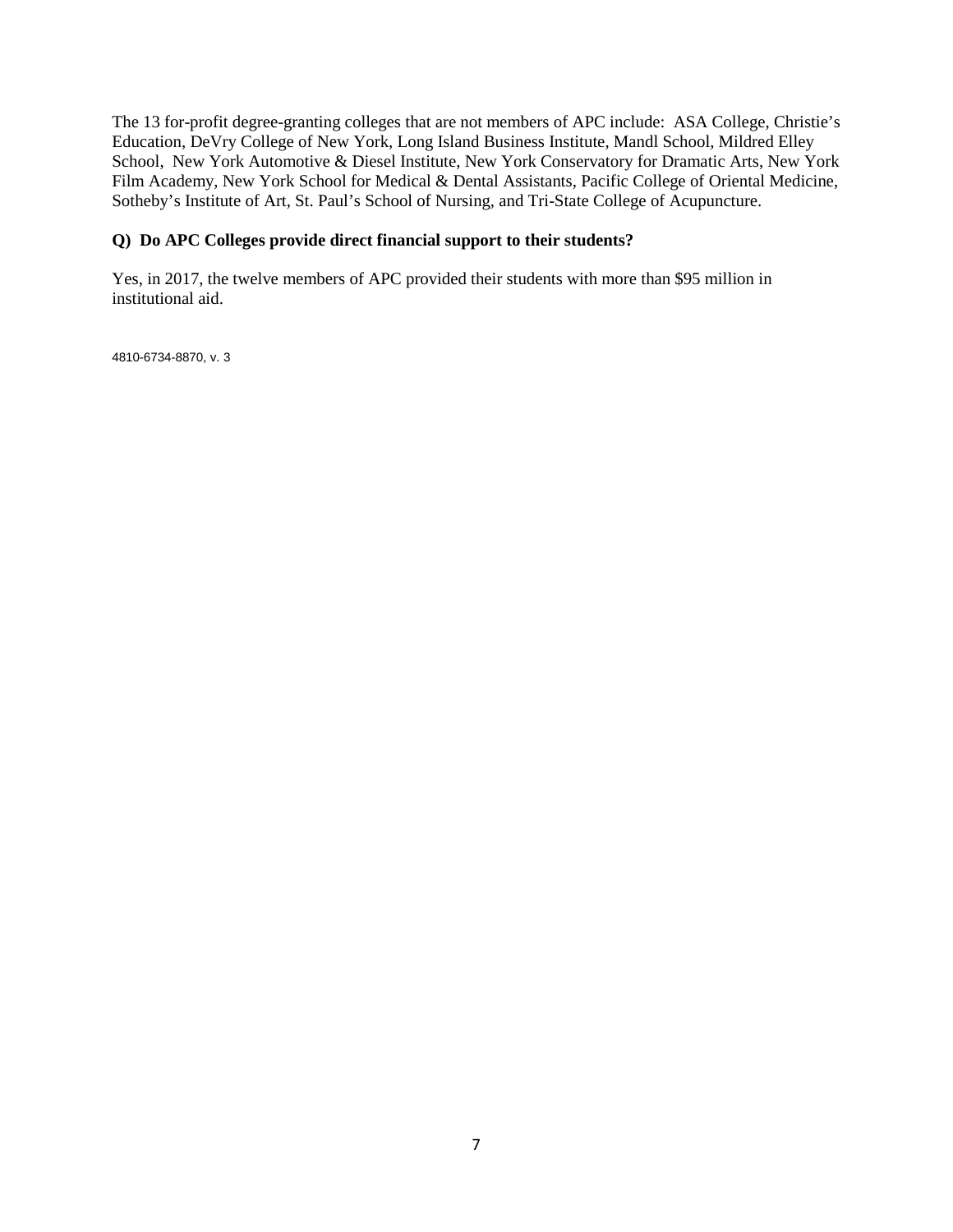The 13 for-profit degree-granting colleges that are not members of APC include: ASA College, Christie's Education, DeVry College of New York, Long Island Business Institute, Mandl School, Mildred Elley School, New York Automotive & Diesel Institute, New York Conservatory for Dramatic Arts, New York Film Academy, New York School for Medical & Dental Assistants, Pacific College of Oriental Medicine, Sotheby's Institute of Art, St. Paul's School of Nursing, and Tri-State College of Acupuncture.

**Q) Do APC Colleges provide direct financial support to their students?**

Yes, in 2017, the twelve members of APC provided their students with more than $95 million in institutional aid.

4810-6734-8870, v. 3